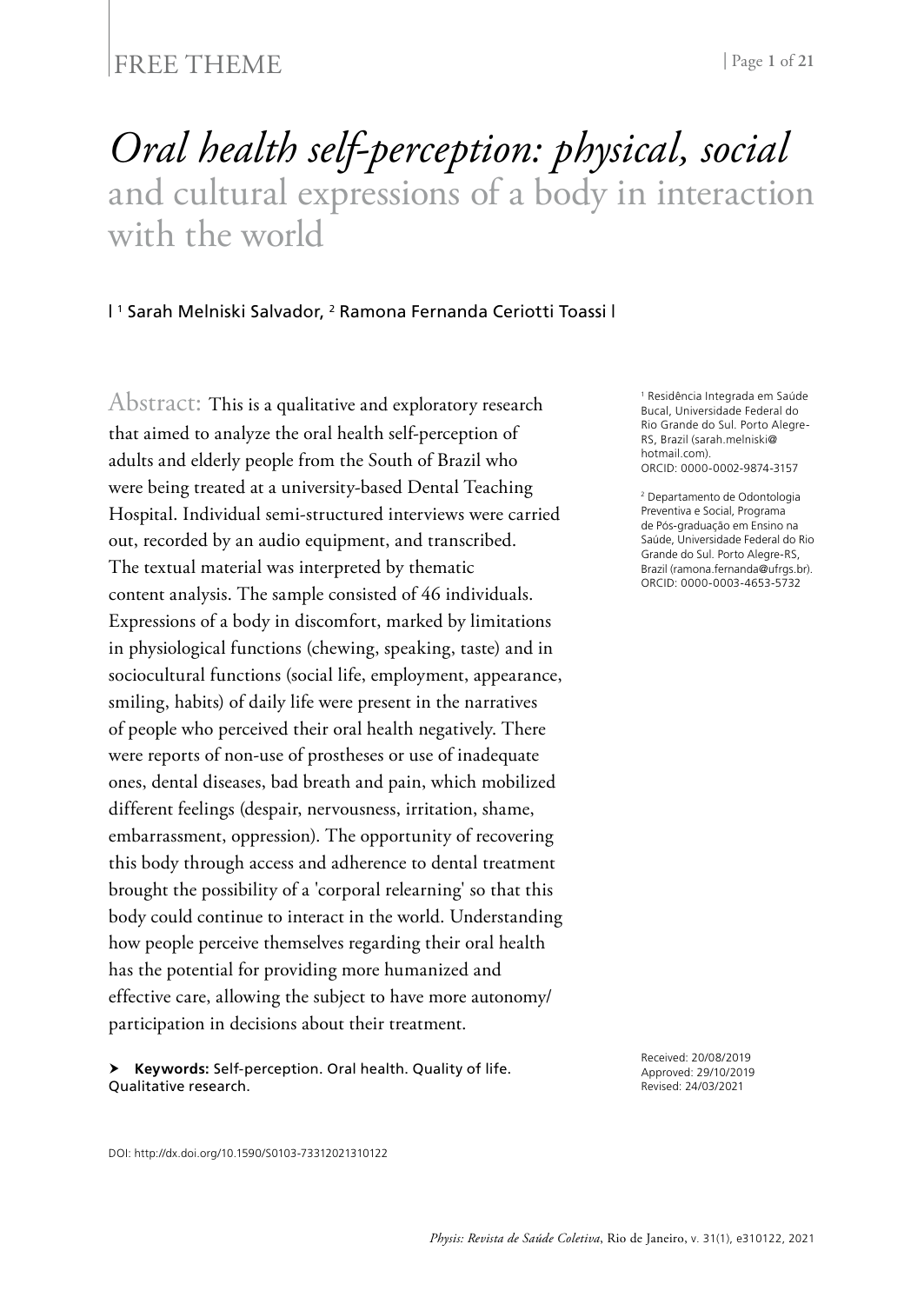FREE THEME

# *Oral health self-perception: physical, social* and cultural expressions of a body in interaction with the world

| [1] Sarah Melniski Salvador, [2] Ramona Fernanda Ceriotti Toassi |

[1] Residência Integrada em Saúde Bucal, Universidade Federal do Rio Grande do Sul. Porto Alegre-RS, Brazil (sarah.melniski@hotmail.com). ORCID: 0000-0002-9874-3157

[2] Departamento de Odontologia Preventiva e Social, Programa de Pós-graduação em Ensino na Saúde, Universidade Federal do Rio Grande do Sul. Porto Alegre-RS, Brazil (ramona.fernanda@ufrgs.br). ORCID: 0000-0003-4653-5732

**Abstract:** This is a qualitative and exploratory research that aimed to analyze the oral health self-perception of adults and elderly people from the South of Brazil who were being treated at a university-based Dental Teaching Hospital. Individual semi-structured interviews were carried out, recorded by an audio equipment, and transcribed. The textual material was interpreted by thematic content analysis. The sample consisted of 46 individuals. Expressions of a body in discomfort, marked by limitations in physiological functions (chewing, speaking, taste) and in sociocultural functions (social life, employment, appearance, smiling, habits) of daily life were present in the narratives of people who perceived their oral health negatively. There were reports of non-use of prostheses or use of inadequate ones, dental diseases, bad breath and pain, which mobilized different feelings (despair, nervousness, irritation, shame, embarrassment, oppression). The opportunity of recovering this body through access and adherence to dental treatment brought the possibility of a 'corporal relearning' so that this body could continue to interact in the world. Understanding how people perceive themselves regarding their oral health has the potential for providing more humanized and effective care, allowing the subject to have more autonomy/ participation in decisions about their treatment.

➤ **Keywords:** Self-perception. Oral health. Quality of life. Qualitative research.

Received: 20/08/2019
Approved: 29/10/2019
Revised: 24/03/2021

DOI: http://dx.doi.org/10.1590/S0103-73312021310122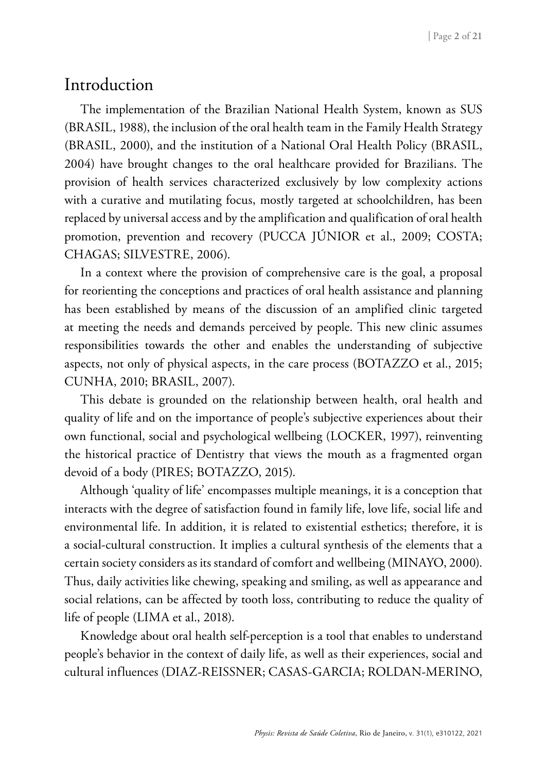## Introduction

The implementation of the Brazilian National Health System, known as SUS (BRASIL, 1988), the inclusion of the oral health team in the Family Health Strategy (BRASIL, 2000), and the institution of a National Oral Health Policy (BRASIL, 2004) have brought changes to the oral healthcare provided for Brazilians. The provision of health services characterized exclusively by low complexity actions with a curative and mutilating focus, mostly targeted at schoolchildren, has been replaced by universal access and by the amplification and qualification of oral health promotion, prevention and recovery (PUCCA JÚNIOR et al., 2009; COSTA; CHAGAS; SILVESTRE, 2006).

In a context where the provision of comprehensive care is the goal, a proposal for reorienting the conceptions and practices of oral health assistance and planning has been established by means of the discussion of an amplified clinic targeted at meeting the needs and demands perceived by people. This new clinic assumes responsibilities towards the other and enables the understanding of subjective aspects, not only of physical aspects, in the care process (BOTAZZO et al., 2015; CUNHA, 2010; BRASIL, 2007).

This debate is grounded on the relationship between health, oral health and quality of life and on the importance of people's subjective experiences about their own functional, social and psychological wellbeing (LOCKER, 1997), reinventing the historical practice of Dentistry that views the mouth as a fragmented organ devoid of a body (PIRES; BOTAZZO, 2015).

Although 'quality of life' encompasses multiple meanings, it is a conception that interacts with the degree of satisfaction found in family life, love life, social life and environmental life. In addition, it is related to existential esthetics; therefore, it is a social-cultural construction. It implies a cultural synthesis of the elements that a certain society considers as its standard of comfort and wellbeing (MINAYO, 2000). Thus, daily activities like chewing, speaking and smiling, as well as appearance and social relations, can be affected by tooth loss, contributing to reduce the quality of life of people (LIMA et al., 2018).

Knowledge about oral health self-perception is a tool that enables to understand people's behavior in the context of daily life, as well as their experiences, social and cultural influences (DIAZ-REISSNER; CASAS-GARCIA; ROLDAN-MERINO,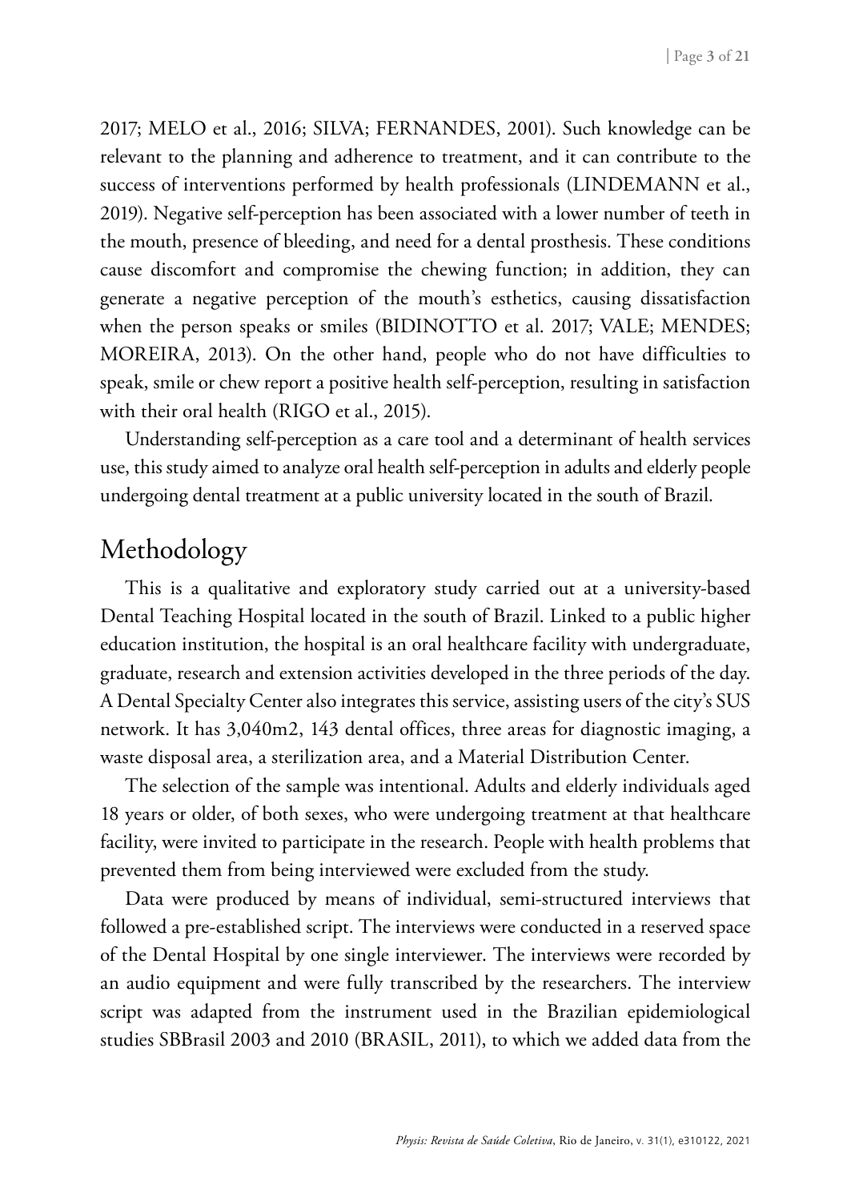2017; MELO et al., 2016; SILVA; FERNANDES, 2001). Such knowledge can be relevant to the planning and adherence to treatment, and it can contribute to the success of interventions performed by health professionals (LINDEMANN et al., 2019). Negative self-perception has been associated with a lower number of teeth in the mouth, presence of bleeding, and need for a dental prosthesis. These conditions cause discomfort and compromise the chewing function; in addition, they can generate a negative perception of the mouth's esthetics, causing dissatisfaction when the person speaks or smiles (BIDINOTTO et al. 2017; VALE; MENDES; MOREIRA, 2013). On the other hand, people who do not have difficulties to speak, smile or chew report a positive health self-perception, resulting in satisfaction with their oral health (RIGO et al., 2015).

Understanding self-perception as a care tool and a determinant of health services use, this study aimed to analyze oral health self-perception in adults and elderly people undergoing dental treatment at a public university located in the south of Brazil.

## Methodology

This is a qualitative and exploratory study carried out at a university-based Dental Teaching Hospital located in the south of Brazil. Linked to a public higher education institution, the hospital is an oral healthcare facility with undergraduate, graduate, research and extension activities developed in the three periods of the day. A Dental Specialty Center also integrates this service, assisting users of the city's SUS network. It has 3,040m2, 143 dental offices, three areas for diagnostic imaging, a waste disposal area, a sterilization area, and a Material Distribution Center.

The selection of the sample was intentional. Adults and elderly individuals aged 18 years or older, of both sexes, who were undergoing treatment at that healthcare facility, were invited to participate in the research. People with health problems that prevented them from being interviewed were excluded from the study.

Data were produced by means of individual, semi-structured interviews that followed a pre-established script. The interviews were conducted in a reserved space of the Dental Hospital by one single interviewer. The interviews were recorded by an audio equipment and were fully transcribed by the researchers. The interview script was adapted from the instrument used in the Brazilian epidemiological studies SBBrasil 2003 and 2010 (BRASIL, 2011), to which we added data from the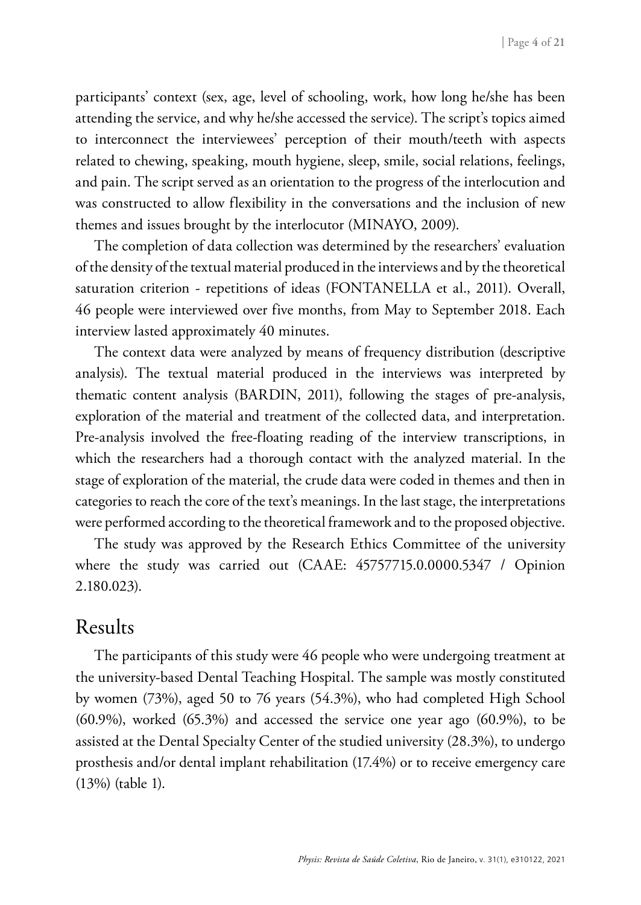participants' context (sex, age, level of schooling, work, how long he/she has been attending the service, and why he/she accessed the service). The script's topics aimed to interconnect the interviewees' perception of their mouth/teeth with aspects related to chewing, speaking, mouth hygiene, sleep, smile, social relations, feelings, and pain. The script served as an orientation to the progress of the interlocution and was constructed to allow flexibility in the conversations and the inclusion of new themes and issues brought by the interlocutor (MINAYO, 2009).

The completion of data collection was determined by the researchers' evaluation of the density of the textual material produced in the interviews and by the theoretical saturation criterion - repetitions of ideas (FONTANELLA et al., 2011). Overall, 46 people were interviewed over five months, from May to September 2018. Each interview lasted approximately 40 minutes.

The context data were analyzed by means of frequency distribution (descriptive analysis). The textual material produced in the interviews was interpreted by thematic content analysis (BARDIN, 2011), following the stages of pre-analysis, exploration of the material and treatment of the collected data, and interpretation. Pre-analysis involved the free-floating reading of the interview transcriptions, in which the researchers had a thorough contact with the analyzed material. In the stage of exploration of the material, the crude data were coded in themes and then in categories to reach the core of the text's meanings. In the last stage, the interpretations were performed according to the theoretical framework and to the proposed objective.

The study was approved by the Research Ethics Committee of the university where the study was carried out (CAAE: 45757715.0.0000.5347 / Opinion 2.180.023).

## Results

The participants of this study were 46 people who were undergoing treatment at the university-based Dental Teaching Hospital. The sample was mostly constituted by women (73%), aged 50 to 76 years (54.3%), who had completed High School (60.9%), worked (65.3%) and accessed the service one year ago (60.9%), to be assisted at the Dental Specialty Center of the studied university (28.3%), to undergo prosthesis and/or dental implant rehabilitation (17.4%) or to receive emergency care (13%) (table 1).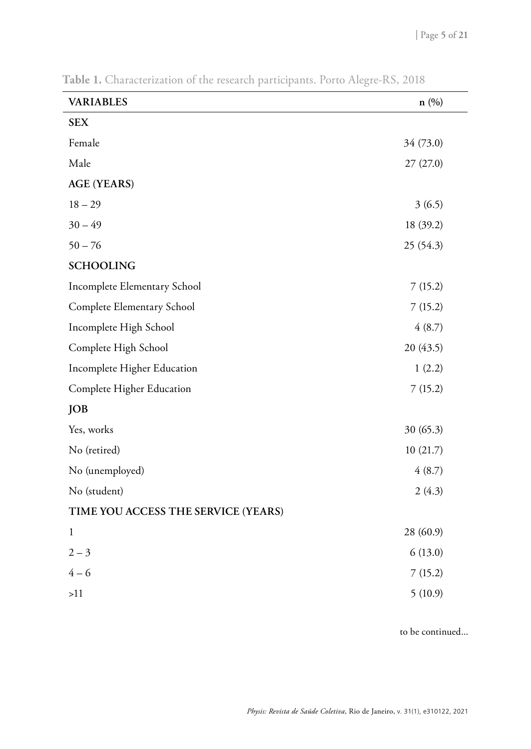Table 1. Characterization of the research participants. Porto Alegre-RS, 2018

| VARIABLES | n (%) |
|---|---|
| **SEX** | |
| Female | 34 (73.0) |
| Male | 27 (27.0) |
| **AGE (YEARS)** | |
| 18 – 29 | 3 (6.5) |
| 30 – 49 | 18 (39.2) |
| 50 – 76 | 25 (54.3) |
| **SCHOOLING** | |
| Incomplete Elementary School | 7 (15.2) |
| Complete Elementary School | 7 (15.2) |
| Incomplete High School | 4 (8.7) |
| Complete High School | 20 (43.5) |
| Incomplete Higher Education | 1 (2.2) |
| Complete Higher Education | 7 (15.2) |
| **JOB** | |
| Yes, works | 30 (65.3) |
| No (retired) | 10 (21.7) |
| No (unemployed) | 4 (8.7) |
| No (student) | 2 (4.3) |
| **TIME YOU ACCESS THE SERVICE (YEARS)** | |
| 1 | 28 (60.9) |
| 2 – 3 | 6 (13.0) |
| 4 – 6 | 7 (15.2) |
| >11 | 5 (10.9) |

to be continued...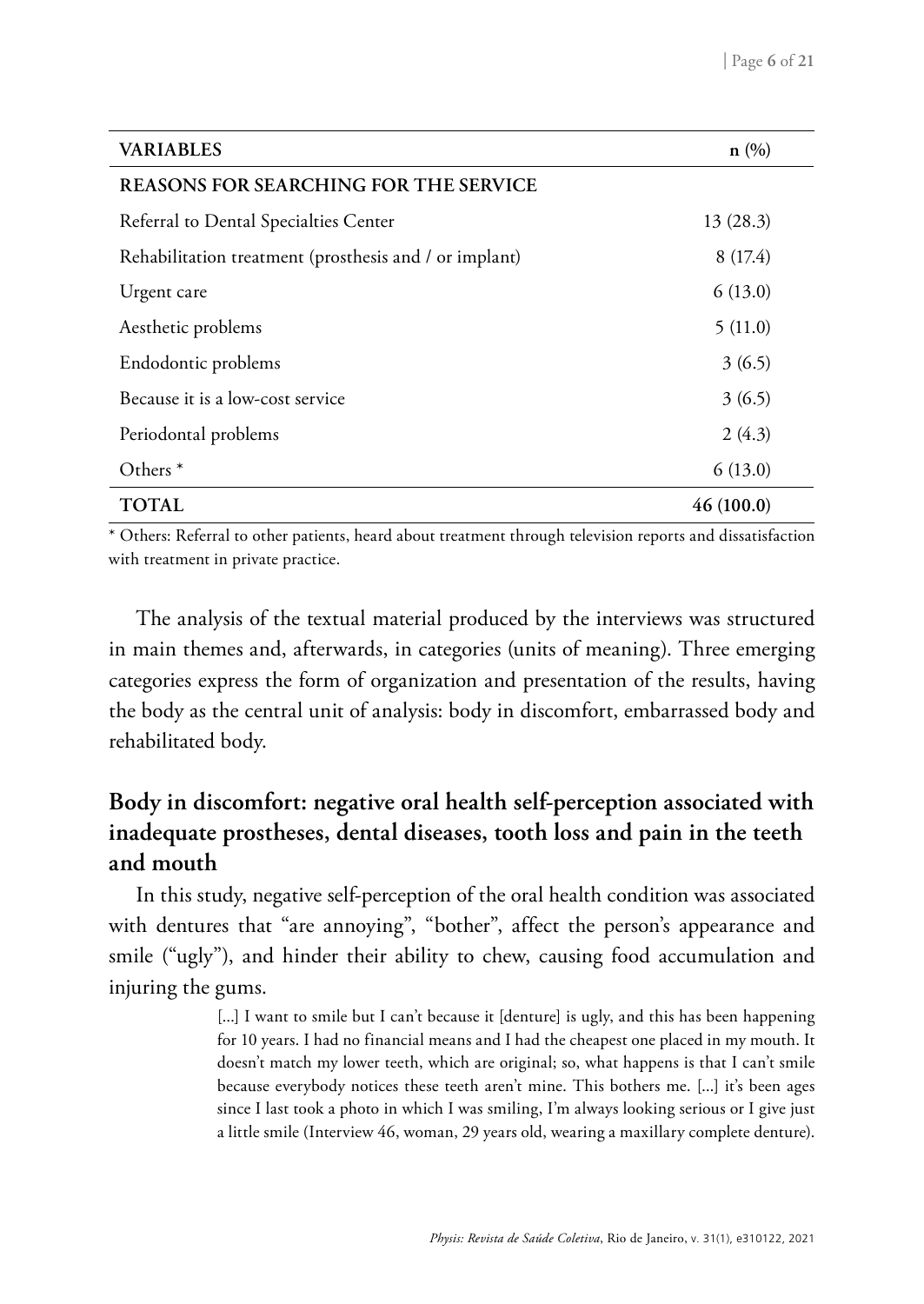| VARIABLES | n (%) |
| --- | --- |
| **REASONS FOR SEARCHING FOR THE SERVICE** | |
| Referral to Dental Specialties Center | 13 (28.3) |
| Rehabilitation treatment (prosthesis and / or implant) | 8 (17.4) |
| Urgent care | 6 (13.0) |
| Aesthetic problems | 5 (11.0) |
| Endodontic problems | 3 (6.5) |
| Because it is a low-cost service | 3 (6.5) |
| Periodontal problems | 2 (4.3) |
| Others * | 6 (13.0) |
| **TOTAL** | **46 (100.0)** |

* Others: Referral to other patients, heard about treatment through television reports and dissatisfaction with treatment in private practice.

The analysis of the textual material produced by the interviews was structured in main themes and, afterwards, in categories (units of meaning). Three emerging categories express the form of organization and presentation of the results, having the body as the central unit of analysis: body in discomfort, embarrassed body and rehabilitated body.

## Body in discomfort: negative oral health self-perception associated with inadequate prostheses, dental diseases, tooth loss and pain in the teeth and mouth

In this study, negative self-perception of the oral health condition was associated with dentures that "are annoying", "bother", affect the person's appearance and smile ("ugly"), and hinder their ability to chew, causing food accumulation and injuring the gums.

> [...] I want to smile but I can't because it [denture] is ugly, and this has been happening for 10 years. I had no financial means and I had the cheapest one placed in my mouth. It doesn't match my lower teeth, which are original; so, what happens is that I can't smile because everybody notices these teeth aren't mine. This bothers me. [...] it's been ages since I last took a photo in which I was smiling, I'm always looking serious or I give just a little smile (Interview 46, woman, 29 years old, wearing a maxillary complete denture).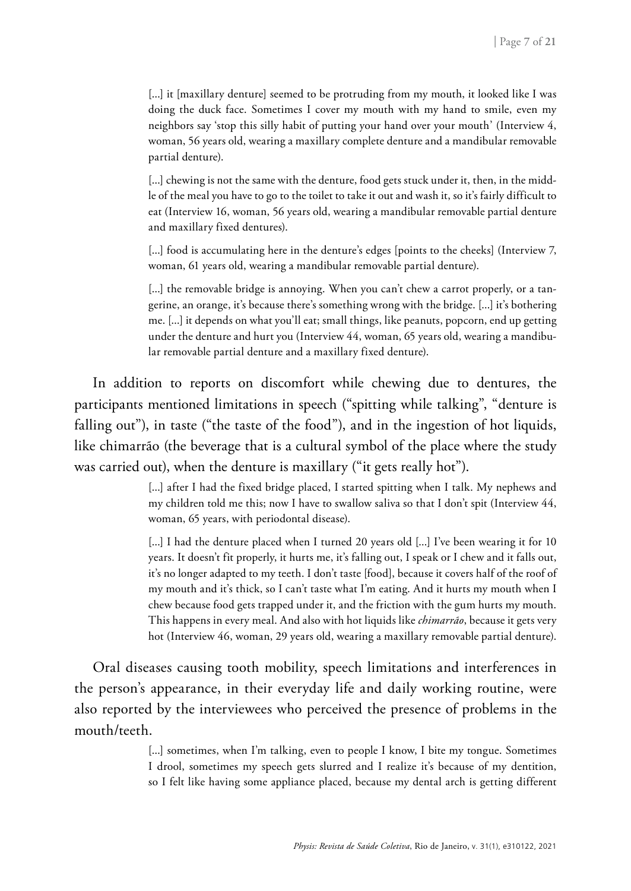> [...] it [maxillary denture] seemed to be protruding from my mouth, it looked like I was doing the duck face. Sometimes I cover my mouth with my hand to smile, even my neighbors say 'stop this silly habit of putting your hand over your mouth' (Interview 4, woman, 56 years old, wearing a maxillary complete denture and a mandibular removable partial denture).

> [...] chewing is not the same with the denture, food gets stuck under it, then, in the middle of the meal you have to go to the toilet to take it out and wash it, so it's fairly difficult to eat (Interview 16, woman, 56 years old, wearing a mandibular removable partial denture and maxillary fixed dentures).

> [...] food is accumulating here in the denture's edges [points to the cheeks] (Interview 7, woman, 61 years old, wearing a mandibular removable partial denture).

> [...] the removable bridge is annoying. When you can't chew a carrot properly, or a tangerine, an orange, it's because there's something wrong with the bridge. [...] it's bothering me. [...] it depends on what you'll eat; small things, like peanuts, popcorn, end up getting under the denture and hurt you (Interview 44, woman, 65 years old, wearing a mandibular removable partial denture and a maxillary fixed denture).

In addition to reports on discomfort while chewing due to dentures, the participants mentioned limitations in speech ("spitting while talking", "denture is falling out"), in taste ("the taste of the food"), and in the ingestion of hot liquids, like chimarrão (the beverage that is a cultural symbol of the place where the study was carried out), when the denture is maxillary ("it gets really hot").

> [...] after I had the fixed bridge placed, I started spitting when I talk. My nephews and my children told me this; now I have to swallow saliva so that I don't spit (Interview 44, woman, 65 years, with periodontal disease).

> [...] I had the denture placed when I turned 20 years old [...] I've been wearing it for 10 years. It doesn't fit properly, it hurts me, it's falling out, I speak or I chew and it falls out, it's no longer adapted to my teeth. I don't taste [food], because it covers half of the roof of my mouth and it's thick, so I can't taste what I'm eating. And it hurts my mouth when I chew because food gets trapped under it, and the friction with the gum hurts my mouth. This happens in every meal. And also with hot liquids like *chimarrão*, because it gets very hot (Interview 46, woman, 29 years old, wearing a maxillary removable partial denture).

Oral diseases causing tooth mobility, speech limitations and interferences in the person's appearance, in their everyday life and daily working routine, were also reported by the interviewees who perceived the presence of problems in the mouth/teeth.

> [...] sometimes, when I'm talking, even to people I know, I bite my tongue. Sometimes I drool, sometimes my speech gets slurred and I realize it's because of my dentition, so I felt like having some appliance placed, because my dental arch is getting different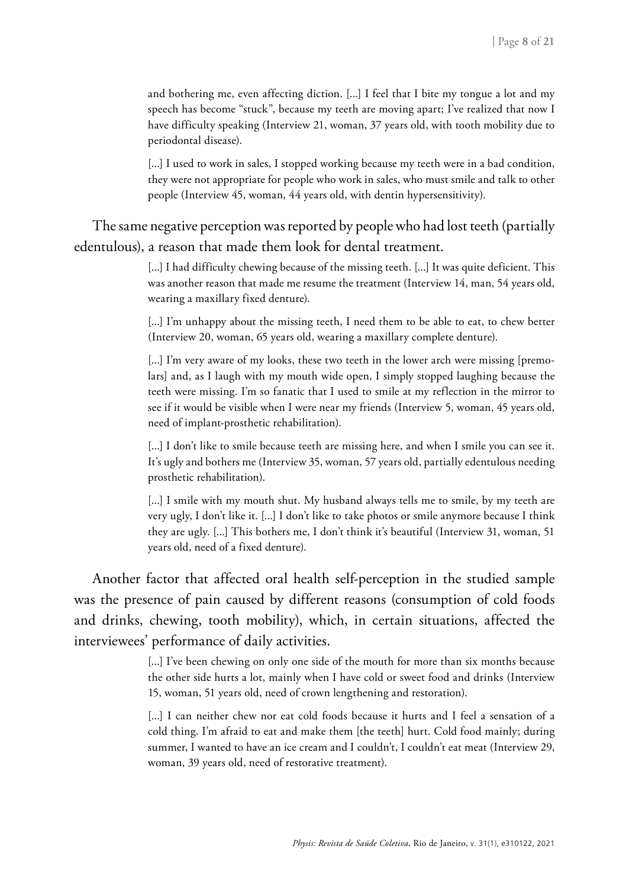and bothering me, even affecting diction. [...] I feel that I bite my tongue a lot and my speech has become "stuck", because my teeth are moving apart; I've realized that now I have difficulty speaking (Interview 21, woman, 37 years old, with tooth mobility due to periodontal disease).

> [...] I used to work in sales, I stopped working because my teeth were in a bad condition, they were not appropriate for people who work in sales, who must smile and talk to other people (Interview 45, woman, 44 years old, with dentin hypersensitivity).

The same negative perception was reported by people who had lost teeth (partially edentulous), a reason that made them look for dental treatment.

> [...] I had difficulty chewing because of the missing teeth. [...] It was quite deficient. This was another reason that made me resume the treatment (Interview 14, man, 54 years old, wearing a maxillary fixed denture).

> [...] I'm unhappy about the missing teeth, I need them to be able to eat, to chew better (Interview 20, woman, 65 years old, wearing a maxillary complete denture).

> [...] I'm very aware of my looks, these two teeth in the lower arch were missing [premolars] and, as I laugh with my mouth wide open, I simply stopped laughing because the teeth were missing. I'm so fanatic that I used to smile at my reflection in the mirror to see if it would be visible when I were near my friends (Interview 5, woman, 45 years old, need of implant-prosthetic rehabilitation).

> [...] I don't like to smile because teeth are missing here, and when I smile you can see it. It's ugly and bothers me (Interview 35, woman, 57 years old, partially edentulous needing prosthetic rehabilitation).

> [...] I smile with my mouth shut. My husband always tells me to smile, by my teeth are very ugly, I don't like it. [...] I don't like to take photos or smile anymore because I think they are ugly. [...] This bothers me, I don't think it's beautiful (Interview 31, woman, 51 years old, need of a fixed denture).

Another factor that affected oral health self-perception in the studied sample was the presence of pain caused by different reasons (consumption of cold foods and drinks, chewing, tooth mobility), which, in certain situations, affected the interviewees' performance of daily activities.

> [...] I've been chewing on only one side of the mouth for more than six months because the other side hurts a lot, mainly when I have cold or sweet food and drinks (Interview 15, woman, 51 years old, need of crown lengthening and restoration).

> [...] I can neither chew nor eat cold foods because it hurts and I feel a sensation of a cold thing. I'm afraid to eat and make them [the teeth] hurt. Cold food mainly; during summer, I wanted to have an ice cream and I couldn't, I couldn't eat meat (Interview 29, woman, 39 years old, need of restorative treatment).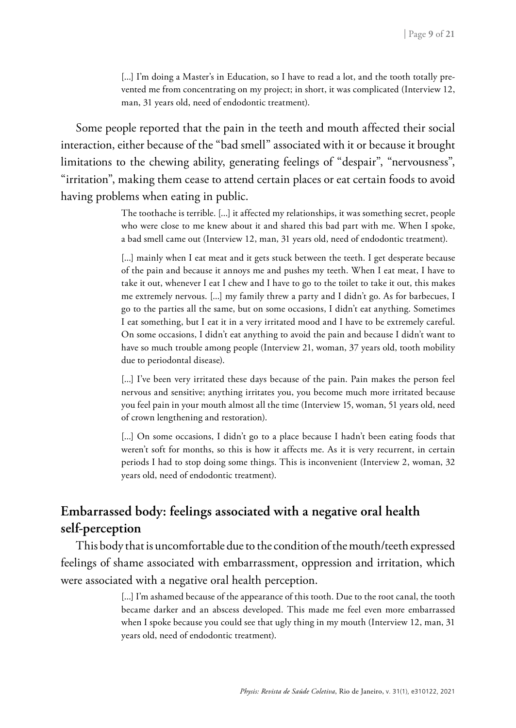> [...] I'm doing a Master's in Education, so I have to read a lot, and the tooth totally prevented me from concentrating on my project; in short, it was complicated (Interview 12, man, 31 years old, need of endodontic treatment).

Some people reported that the pain in the teeth and mouth affected their social interaction, either because of the "bad smell" associated with it or because it brought limitations to the chewing ability, generating feelings of "despair", "nervousness", "irritation", making them cease to attend certain places or eat certain foods to avoid having problems when eating in public.

> The toothache is terrible. [...] it affected my relationships, it was something secret, people who were close to me knew about it and shared this bad part with me. When I spoke, a bad smell came out (Interview 12, man, 31 years old, need of endodontic treatment).

> [...] mainly when I eat meat and it gets stuck between the teeth. I get desperate because of the pain and because it annoys me and pushes my teeth. When I eat meat, I have to take it out, whenever I eat I chew and I have to go to the toilet to take it out, this makes me extremely nervous. [...] my family threw a party and I didn't go. As for barbecues, I go to the parties all the same, but on some occasions, I didn't eat anything. Sometimes I eat something, but I eat it in a very irritated mood and I have to be extremely careful. On some occasions, I didn't eat anything to avoid the pain and because I didn't want to have so much trouble among people (Interview 21, woman, 37 years old, tooth mobility due to periodontal disease).

> [...] I've been very irritated these days because of the pain. Pain makes the person feel nervous and sensitive; anything irritates you, you become much more irritated because you feel pain in your mouth almost all the time (Interview 15, woman, 51 years old, need of crown lengthening and restoration).

> [...] On some occasions, I didn't go to a place because I hadn't been eating foods that weren't soft for months, so this is how it affects me. As it is very recurrent, in certain periods I had to stop doing some things. This is inconvenient (Interview 2, woman, 32 years old, need of endodontic treatment).

## Embarrassed body: feelings associated with a negative oral health self-perception

This body that is uncomfortable due to the condition of the mouth/teeth expressed feelings of shame associated with embarrassment, oppression and irritation, which were associated with a negative oral health perception.

> [...] I'm ashamed because of the appearance of this tooth. Due to the root canal, the tooth became darker and an abscess developed. This made me feel even more embarrassed when I spoke because you could see that ugly thing in my mouth (Interview 12, man, 31 years old, need of endodontic treatment).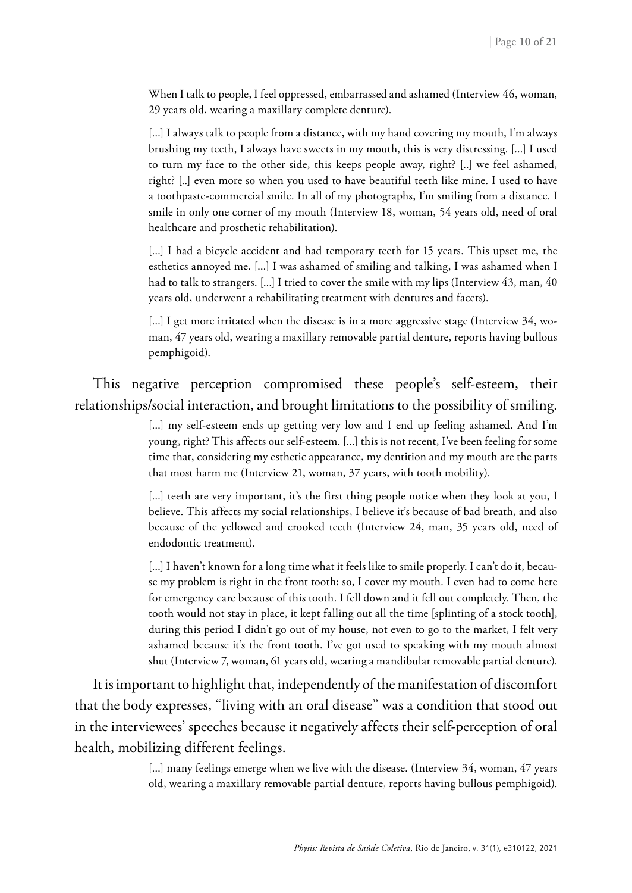> When I talk to people, I feel oppressed, embarrassed and ashamed (Interview 46, woman, 29 years old, wearing a maxillary complete denture).

> [...] I always talk to people from a distance, with my hand covering my mouth, I'm always brushing my teeth, I always have sweets in my mouth, this is very distressing. [...] I used to turn my face to the other side, this keeps people away, right? [..] we feel ashamed, right? [..] even more so when you used to have beautiful teeth like mine. I used to have a toothpaste-commercial smile. In all of my photographs, I'm smiling from a distance. I smile in only one corner of my mouth (Interview 18, woman, 54 years old, need of oral healthcare and prosthetic rehabilitation).

> [...] I had a bicycle accident and had temporary teeth for 15 years. This upset me, the esthetics annoyed me. [...] I was ashamed of smiling and talking, I was ashamed when I had to talk to strangers. [...] I tried to cover the smile with my lips (Interview 43, man, 40 years old, underwent a rehabilitating treatment with dentures and facets).

> [...] I get more irritated when the disease is in a more aggressive stage (Interview 34, woman, 47 years old, wearing a maxillary removable partial denture, reports having bullous pemphigoid).

This negative perception compromised these people's self-esteem, their relationships/social interaction, and brought limitations to the possibility of smiling.

> [...] my self-esteem ends up getting very low and I end up feeling ashamed. And I'm young, right? This affects our self-esteem. [...] this is not recent, I've been feeling for some time that, considering my esthetic appearance, my dentition and my mouth are the parts that most harm me (Interview 21, woman, 37 years, with tooth mobility).

> [...] teeth are very important, it's the first thing people notice when they look at you, I believe. This affects my social relationships, I believe it's because of bad breath, and also because of the yellowed and crooked teeth (Interview 24, man, 35 years old, need of endodontic treatment).

> [...] I haven't known for a long time what it feels like to smile properly. I can't do it, because my problem is right in the front tooth; so, I cover my mouth. I even had to come here for emergency care because of this tooth. I fell down and it fell out completely. Then, the tooth would not stay in place, it kept falling out all the time [splinting of a stock tooth], during this period I didn't go out of my house, not even to go to the market, I felt very ashamed because it's the front tooth. I've got used to speaking with my mouth almost shut (Interview 7, woman, 61 years old, wearing a mandibular removable partial denture).

It is important to highlight that, independently of the manifestation of discomfort that the body expresses, "living with an oral disease" was a condition that stood out in the interviewees' speeches because it negatively affects their self-perception of oral health, mobilizing different feelings.

> [...] many feelings emerge when we live with the disease. (Interview 34, woman, 47 years old, wearing a maxillary removable partial denture, reports having bullous pemphigoid).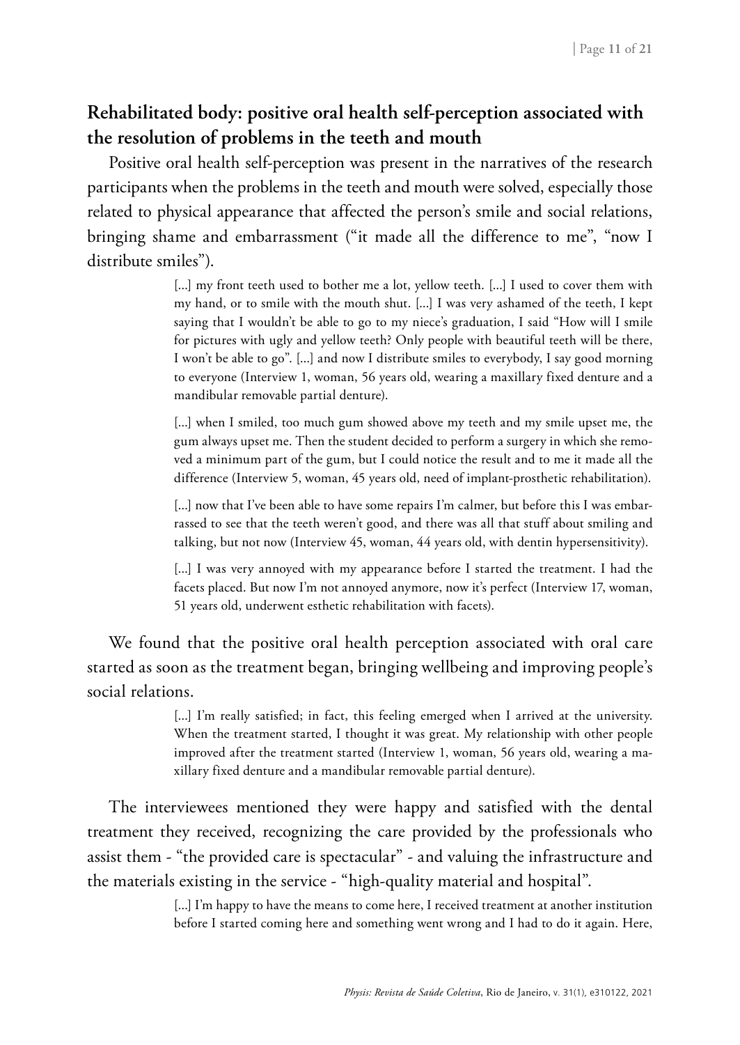## Rehabilitated body: positive oral health self-perception associated with the resolution of problems in the teeth and mouth

Positive oral health self-perception was present in the narratives of the research participants when the problems in the teeth and mouth were solved, especially those related to physical appearance that affected the person's smile and social relations, bringing shame and embarrassment ("it made all the difference to me", "now I distribute smiles").

> [...] my front teeth used to bother me a lot, yellow teeth. [...] I used to cover them with my hand, or to smile with the mouth shut. [...] I was very ashamed of the teeth, I kept saying that I wouldn't be able to go to my niece's graduation, I said "How will I smile for pictures with ugly and yellow teeth? Only people with beautiful teeth will be there, I won't be able to go". [...] and now I distribute smiles to everybody, I say good morning to everyone (Interview 1, woman, 56 years old, wearing a maxillary fixed denture and a mandibular removable partial denture).

> [...] when I smiled, too much gum showed above my teeth and my smile upset me, the gum always upset me. Then the student decided to perform a surgery in which she removed a minimum part of the gum, but I could notice the result and to me it made all the difference (Interview 5, woman, 45 years old, need of implant-prosthetic rehabilitation).

> [...] now that I've been able to have some repairs I'm calmer, but before this I was embarrassed to see that the teeth weren't good, and there was all that stuff about smiling and talking, but not now (Interview 45, woman, 44 years old, with dentin hypersensitivity).

> [...] I was very annoyed with my appearance before I started the treatment. I had the facets placed. But now I'm not annoyed anymore, now it's perfect (Interview 17, woman, 51 years old, underwent esthetic rehabilitation with facets).

We found that the positive oral health perception associated with oral care started as soon as the treatment began, bringing wellbeing and improving people's social relations.

> [...] I'm really satisfied; in fact, this feeling emerged when I arrived at the university. When the treatment started, I thought it was great. My relationship with other people improved after the treatment started (Interview 1, woman, 56 years old, wearing a maxillary fixed denture and a mandibular removable partial denture).

The interviewees mentioned they were happy and satisfied with the dental treatment they received, recognizing the care provided by the professionals who assist them - "the provided care is spectacular" - and valuing the infrastructure and the materials existing in the service - "high-quality material and hospital".

> [...] I'm happy to have the means to come here, I received treatment at another institution before I started coming here and something went wrong and I had to do it again. Here,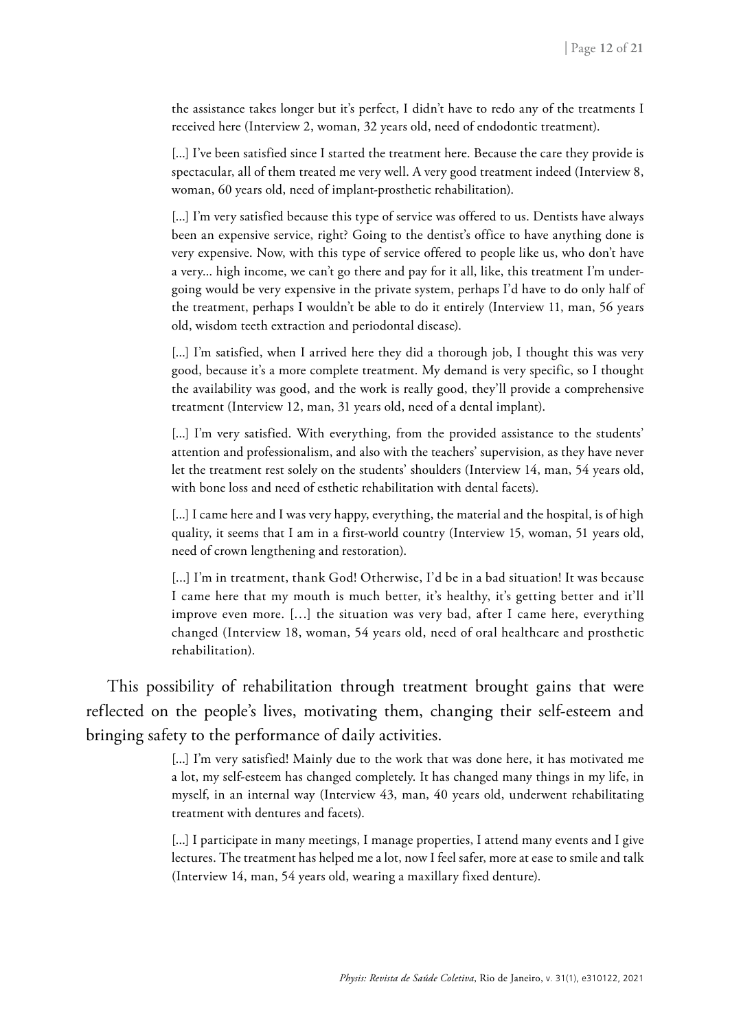> the assistance takes longer but it's perfect, I didn't have to redo any of the treatments I received here (Interview 2, woman, 32 years old, need of endodontic treatment).

> [...] I've been satisfied since I started the treatment here. Because the care they provide is spectacular, all of them treated me very well. A very good treatment indeed (Interview 8, woman, 60 years old, need of implant-prosthetic rehabilitation).

> [...] I'm very satisfied because this type of service was offered to us. Dentists have always been an expensive service, right? Going to the dentist's office to have anything done is very expensive. Now, with this type of service offered to people like us, who don't have a very... high income, we can't go there and pay for it all, like, this treatment I'm undergoing would be very expensive in the private system, perhaps I'd have to do only half of the treatment, perhaps I wouldn't be able to do it entirely (Interview 11, man, 56 years old, wisdom teeth extraction and periodontal disease).

> [...] I'm satisfied, when I arrived here they did a thorough job, I thought this was very good, because it's a more complete treatment. My demand is very specific, so I thought the availability was good, and the work is really good, they'll provide a comprehensive treatment (Interview 12, man, 31 years old, need of a dental implant).

> [...] I'm very satisfied. With everything, from the provided assistance to the students' attention and professionalism, and also with the teachers' supervision, as they have never let the treatment rest solely on the students' shoulders (Interview 14, man, 54 years old, with bone loss and need of esthetic rehabilitation with dental facets).

> [...] I came here and I was very happy, everything, the material and the hospital, is of high quality, it seems that I am in a first-world country (Interview 15, woman, 51 years old, need of crown lengthening and restoration).

> [...] I'm in treatment, thank God! Otherwise, I'd be in a bad situation! It was because I came here that my mouth is much better, it's healthy, it's getting better and it'll improve even more. […] the situation was very bad, after I came here, everything changed (Interview 18, woman, 54 years old, need of oral healthcare and prosthetic rehabilitation).

This possibility of rehabilitation through treatment brought gains that were reflected on the people's lives, motivating them, changing their self-esteem and bringing safety to the performance of daily activities.

> [...] I'm very satisfied! Mainly due to the work that was done here, it has motivated me a lot, my self-esteem has changed completely. It has changed many things in my life, in myself, in an internal way (Interview 43, man, 40 years old, underwent rehabilitating treatment with dentures and facets).

> [...] I participate in many meetings, I manage properties, I attend many events and I give lectures. The treatment has helped me a lot, now I feel safer, more at ease to smile and talk (Interview 14, man, 54 years old, wearing a maxillary fixed denture).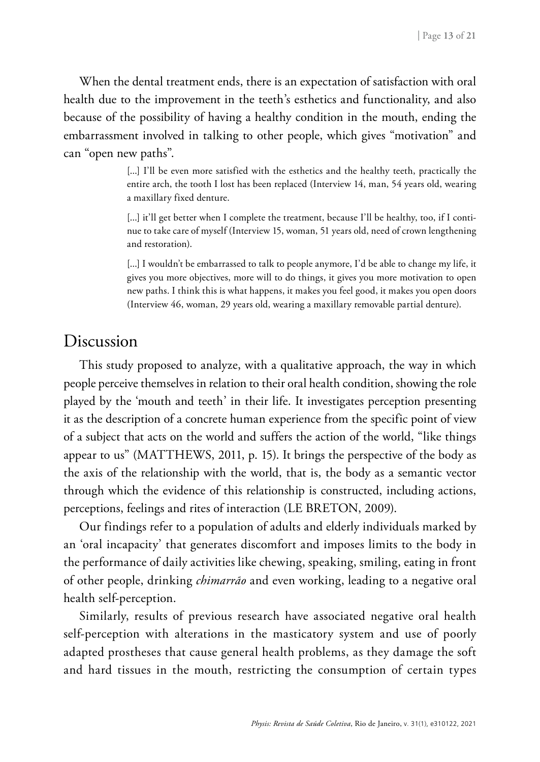When the dental treatment ends, there is an expectation of satisfaction with oral health due to the improvement in the teeth's esthetics and functionality, and also because of the possibility of having a healthy condition in the mouth, ending the embarrassment involved in talking to other people, which gives "motivation" and can "open new paths".

> [...] I'll be even more satisfied with the esthetics and the healthy teeth, practically the entire arch, the tooth I lost has been replaced (Interview 14, man, 54 years old, wearing a maxillary fixed denture.
>
> [...] it'll get better when I complete the treatment, because I'll be healthy, too, if I continue to take care of myself (Interview 15, woman, 51 years old, need of crown lengthening and restoration).
>
> [...] I wouldn't be embarrassed to talk to people anymore, I'd be able to change my life, it gives you more objectives, more will to do things, it gives you more motivation to open new paths. I think this is what happens, it makes you feel good, it makes you open doors (Interview 46, woman, 29 years old, wearing a maxillary removable partial denture).

## Discussion

This study proposed to analyze, with a qualitative approach, the way in which people perceive themselves in relation to their oral health condition, showing the role played by the 'mouth and teeth' in their life. It investigates perception presenting it as the description of a concrete human experience from the specific point of view of a subject that acts on the world and suffers the action of the world, "like things appear to us" (MATTHEWS, 2011, p. 15). It brings the perspective of the body as the axis of the relationship with the world, that is, the body as a semantic vector through which the evidence of this relationship is constructed, including actions, perceptions, feelings and rites of interaction (LE BRETON, 2009).

Our findings refer to a population of adults and elderly individuals marked by an 'oral incapacity' that generates discomfort and imposes limits to the body in the performance of daily activities like chewing, speaking, smiling, eating in front of other people, drinking *chimarrão* and even working, leading to a negative oral health self-perception.

Similarly, results of previous research have associated negative oral health self-perception with alterations in the masticatory system and use of poorly adapted prostheses that cause general health problems, as they damage the soft and hard tissues in the mouth, restricting the consumption of certain types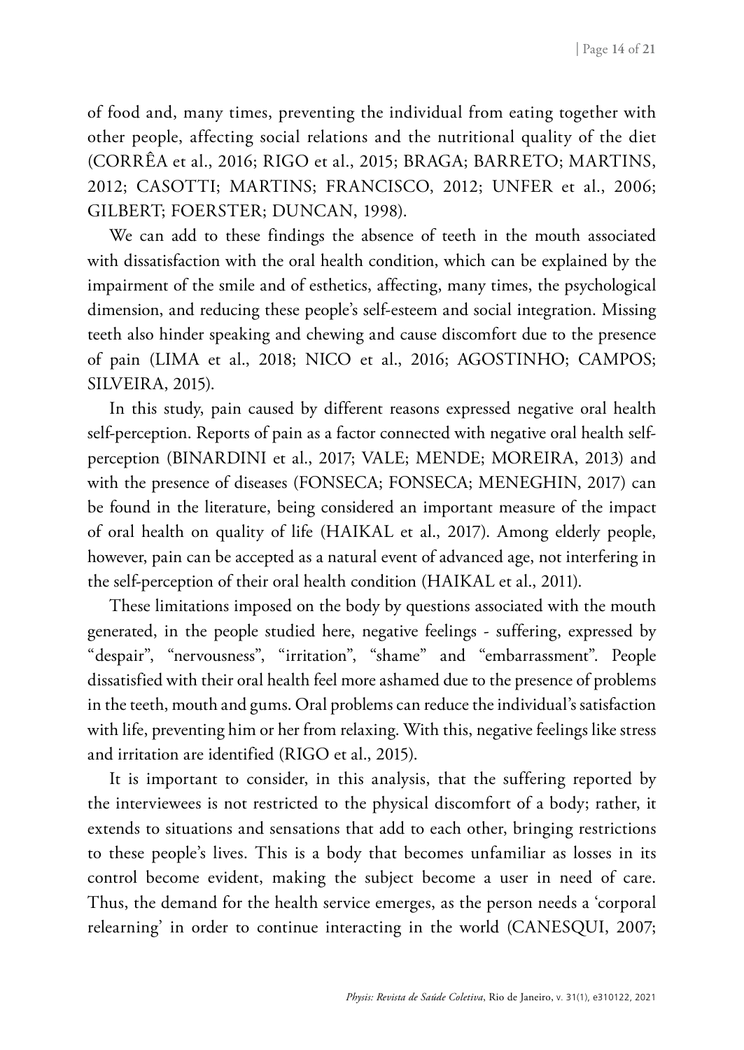of food and, many times, preventing the individual from eating together with other people, affecting social relations and the nutritional quality of the diet (CORRÊA et al., 2016; RIGO et al., 2015; BRAGA; BARRETO; MARTINS, 2012; CASOTTI; MARTINS; FRANCISCO, 2012; UNFER et al., 2006; GILBERT; FOERSTER; DUNCAN, 1998).

We can add to these findings the absence of teeth in the mouth associated with dissatisfaction with the oral health condition, which can be explained by the impairment of the smile and of esthetics, affecting, many times, the psychological dimension, and reducing these people's self-esteem and social integration. Missing teeth also hinder speaking and chewing and cause discomfort due to the presence of pain (LIMA et al., 2018; NICO et al., 2016; AGOSTINHO; CAMPOS; SILVEIRA, 2015).

In this study, pain caused by different reasons expressed negative oral health self-perception. Reports of pain as a factor connected with negative oral health self-perception (BINARDINI et al., 2017; VALE; MENDE; MOREIRA, 2013) and with the presence of diseases (FONSECA; FONSECA; MENEGHIN, 2017) can be found in the literature, being considered an important measure of the impact of oral health on quality of life (HAIKAL et al., 2017). Among elderly people, however, pain can be accepted as a natural event of advanced age, not interfering in the self-perception of their oral health condition (HAIKAL et al., 2011).

These limitations imposed on the body by questions associated with the mouth generated, in the people studied here, negative feelings - suffering, expressed by "despair", "nervousness", "irritation", "shame" and "embarrassment". People dissatisfied with their oral health feel more ashamed due to the presence of problems in the teeth, mouth and gums. Oral problems can reduce the individual's satisfaction with life, preventing him or her from relaxing. With this, negative feelings like stress and irritation are identified (RIGO et al., 2015).

It is important to consider, in this analysis, that the suffering reported by the interviewees is not restricted to the physical discomfort of a body; rather, it extends to situations and sensations that add to each other, bringing restrictions to these people's lives. This is a body that becomes unfamiliar as losses in its control become evident, making the subject become a user in need of care. Thus, the demand for the health service emerges, as the person needs a 'corporal relearning' in order to continue interacting in the world (CANESQUI, 2007;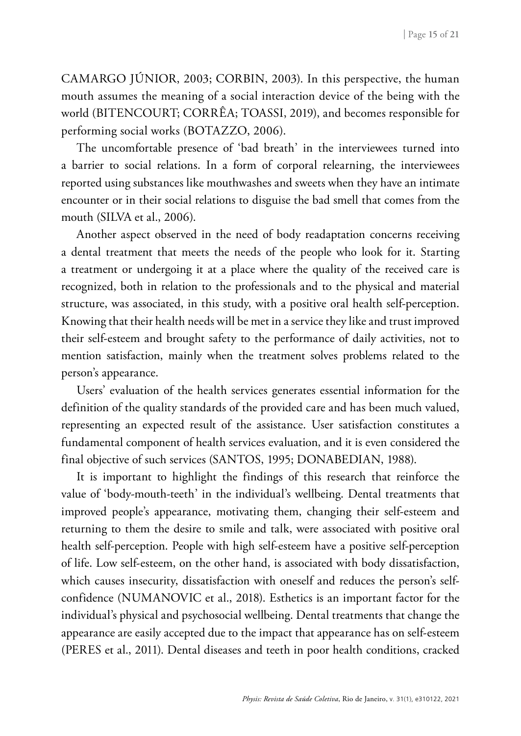CAMARGO JÚNIOR, 2003; CORBIN, 2003). In this perspective, the human mouth assumes the meaning of a social interaction device of the being with the world (BITENCOURT; CORRÊA; TOASSI, 2019), and becomes responsible for performing social works (BOTAZZO, 2006).

The uncomfortable presence of 'bad breath' in the interviewees turned into a barrier to social relations. In a form of corporal relearning, the interviewees reported using substances like mouthwashes and sweets when they have an intimate encounter or in their social relations to disguise the bad smell that comes from the mouth (SILVA et al., 2006).

Another aspect observed in the need of body readaptation concerns receiving a dental treatment that meets the needs of the people who look for it. Starting a treatment or undergoing it at a place where the quality of the received care is recognized, both in relation to the professionals and to the physical and material structure, was associated, in this study, with a positive oral health self-perception. Knowing that their health needs will be met in a service they like and trust improved their self-esteem and brought safety to the performance of daily activities, not to mention satisfaction, mainly when the treatment solves problems related to the person's appearance.

Users' evaluation of the health services generates essential information for the definition of the quality standards of the provided care and has been much valued, representing an expected result of the assistance. User satisfaction constitutes a fundamental component of health services evaluation, and it is even considered the final objective of such services (SANTOS, 1995; DONABEDIAN, 1988).

It is important to highlight the findings of this research that reinforce the value of 'body-mouth-teeth' in the individual's wellbeing. Dental treatments that improved people's appearance, motivating them, changing their self-esteem and returning to them the desire to smile and talk, were associated with positive oral health self-perception. People with high self-esteem have a positive self-perception of life. Low self-esteem, on the other hand, is associated with body dissatisfaction, which causes insecurity, dissatisfaction with oneself and reduces the person's self-confidence (NUMANOVIC et al., 2018). Esthetics is an important factor for the individual's physical and psychosocial wellbeing. Dental treatments that change the appearance are easily accepted due to the impact that appearance has on self-esteem (PERES et al., 2011). Dental diseases and teeth in poor health conditions, cracked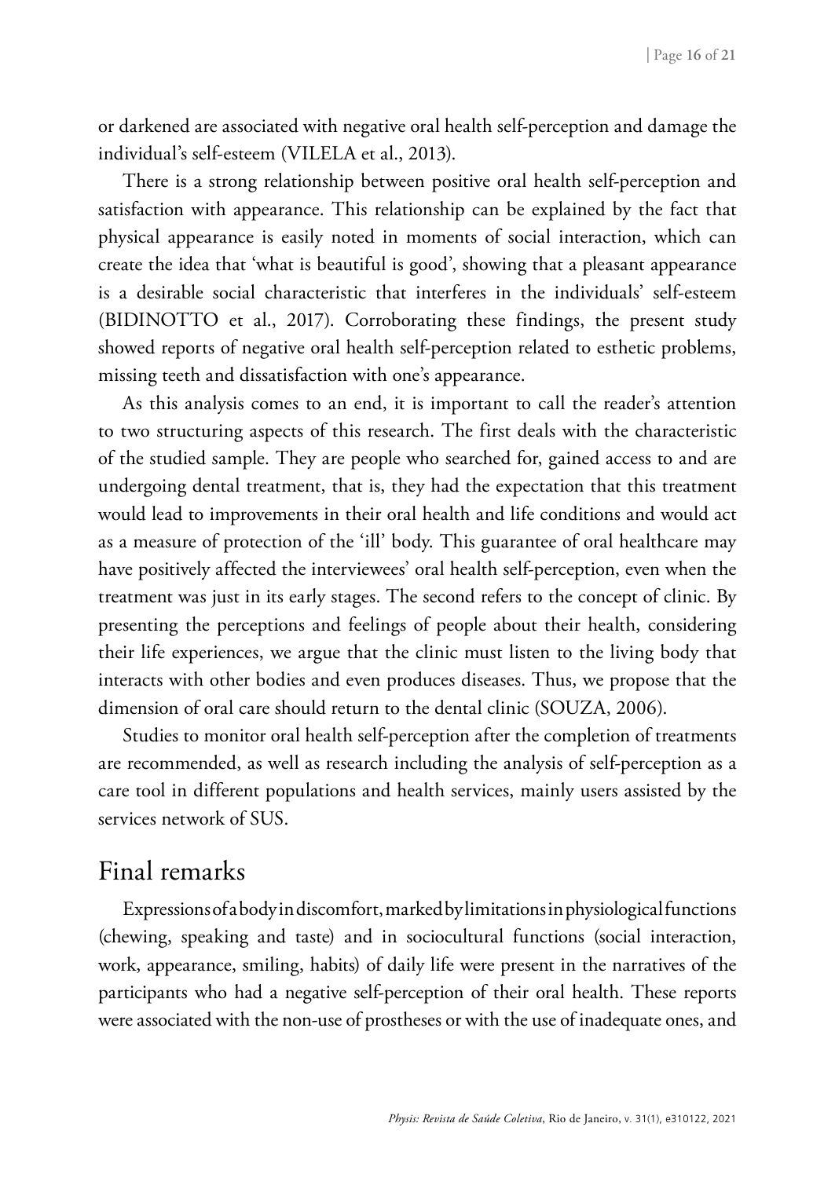or darkened are associated with negative oral health self-perception and damage the individual's self-esteem (VILELA et al., 2013).

There is a strong relationship between positive oral health self-perception and satisfaction with appearance. This relationship can be explained by the fact that physical appearance is easily noted in moments of social interaction, which can create the idea that 'what is beautiful is good', showing that a pleasant appearance is a desirable social characteristic that interferes in the individuals' self-esteem (BIDINOTTO et al., 2017). Corroborating these findings, the present study showed reports of negative oral health self-perception related to esthetic problems, missing teeth and dissatisfaction with one's appearance.

As this analysis comes to an end, it is important to call the reader's attention to two structuring aspects of this research. The first deals with the characteristic of the studied sample. They are people who searched for, gained access to and are undergoing dental treatment, that is, they had the expectation that this treatment would lead to improvements in their oral health and life conditions and would act as a measure of protection of the 'ill' body. This guarantee of oral healthcare may have positively affected the interviewees' oral health self-perception, even when the treatment was just in its early stages. The second refers to the concept of clinic. By presenting the perceptions and feelings of people about their health, considering their life experiences, we argue that the clinic must listen to the living body that interacts with other bodies and even produces diseases. Thus, we propose that the dimension of oral care should return to the dental clinic (SOUZA, 2006).

Studies to monitor oral health self-perception after the completion of treatments are recommended, as well as research including the analysis of self-perception as a care tool in different populations and health services, mainly users assisted by the services network of SUS.

## Final remarks

Expressions of a body in discomfort, marked by limitations in physiological functions (chewing, speaking and taste) and in sociocultural functions (social interaction, work, appearance, smiling, habits) of daily life were present in the narratives of the participants who had a negative self-perception of their oral health. These reports were associated with the non-use of prostheses or with the use of inadequate ones, and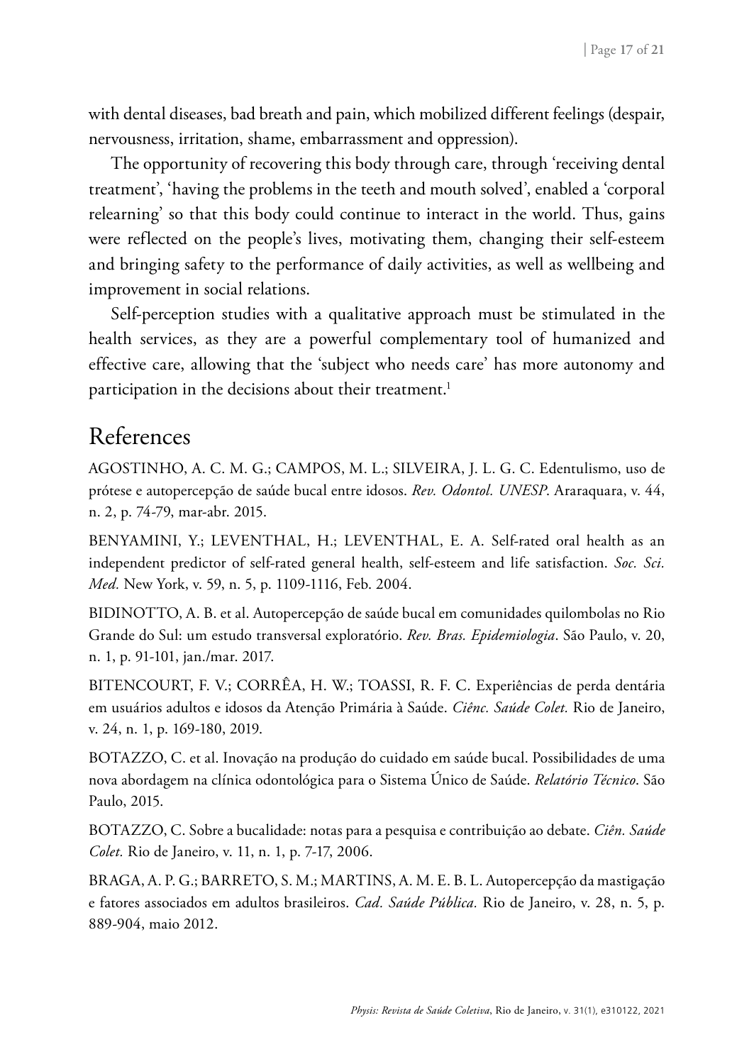with dental diseases, bad breath and pain, which mobilized different feelings (despair, nervousness, irritation, shame, embarrassment and oppression).

The opportunity of recovering this body through care, through 'receiving dental treatment', 'having the problems in the teeth and mouth solved', enabled a 'corporal relearning' so that this body could continue to interact in the world. Thus, gains were reflected on the people's lives, motivating them, changing their self-esteem and bringing safety to the performance of daily activities, as well as wellbeing and improvement in social relations.

Self-perception studies with a qualitative approach must be stimulated in the health services, as they are a powerful complementary tool of humanized and effective care, allowing that the 'subject who needs care' has more autonomy and participation in the decisions about their treatment.[1]

## References

AGOSTINHO, A. C. M. G.; CAMPOS, M. L.; SILVEIRA, J. L. G. C. Edentulismo, uso de prótese e autopercepção de saúde bucal entre idosos. *Rev. Odontol. UNESP*. Araraquara, v. 44, n. 2, p. 74-79, mar-abr. 2015.

BENYAMINI, Y.; LEVENTHAL, H.; LEVENTHAL, E. A. Self-rated oral health as an independent predictor of self-rated general health, self-esteem and life satisfaction. *Soc. Sci. Med.* New York, v. 59, n. 5, p. 1109-1116, Feb. 2004.

BIDINOTTO, A. B. et al. Autopercepção de saúde bucal em comunidades quilombolas no Rio Grande do Sul: um estudo transversal exploratório. *Rev. Bras. Epidemiologia*. São Paulo, v. 20, n. 1, p. 91-101, jan./mar. 2017.

BITENCOURT, F. V.; CORRÊA, H. W.; TOASSI, R. F. C. Experiências de perda dentária em usuários adultos e idosos da Atenção Primária à Saúde. *Ciênc. Saúde Colet.* Rio de Janeiro, v. 24, n. 1, p. 169-180, 2019.

BOTAZZO, C. et al. Inovação na produção do cuidado em saúde bucal. Possibilidades de uma nova abordagem na clínica odontológica para o Sistema Único de Saúde. *Relatório Técnico*. São Paulo, 2015.

BOTAZZO, C. Sobre a bucalidade: notas para a pesquisa e contribuição ao debate. *Ciên. Saúde Colet.* Rio de Janeiro, v. 11, n. 1, p. 7-17, 2006.

BRAGA, A. P. G.; BARRETO, S. M.; MARTINS, A. M. E. B. L. Autopercepção da mastigação e fatores associados em adultos brasileiros. *Cad. Saúde Pública.* Rio de Janeiro, v. 28, n. 5, p. 889-904, maio 2012.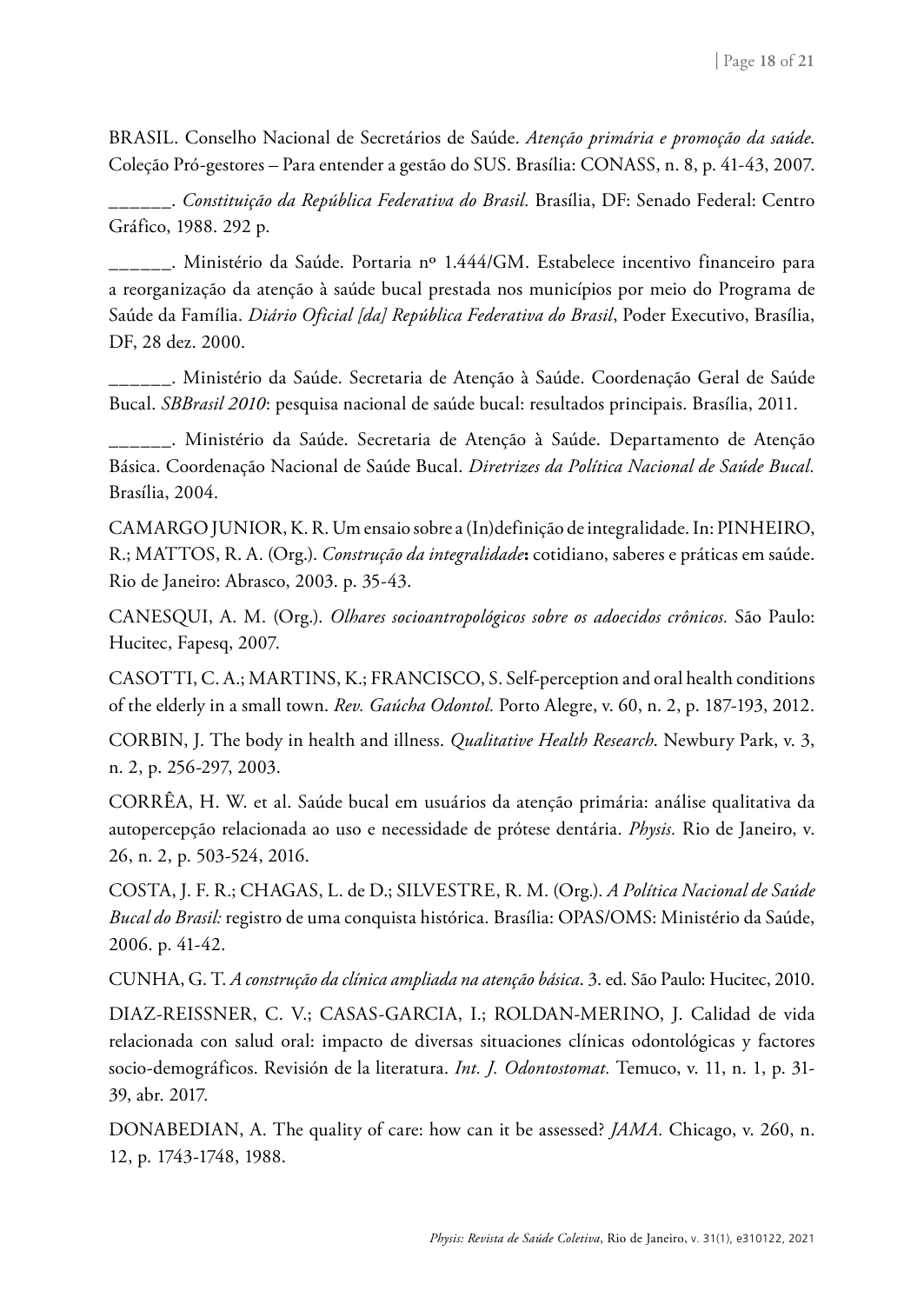BRASIL. Conselho Nacional de Secretários de Saúde. *Atenção primária e promoção da saúde*. Coleção Pró-gestores – Para entender a gestão do SUS. Brasília: CONASS, n. 8, p. 41-43, 2007.

______. *Constituição da República Federativa do Brasil.* Brasília, DF: Senado Federal: Centro Gráfico, 1988. 292 p.

______. Ministério da Saúde. Portaria nº 1.444/GM. Estabelece incentivo financeiro para a reorganização da atenção à saúde bucal prestada nos municípios por meio do Programa de Saúde da Família. *Diário Oficial [da] República Federativa do Brasil*, Poder Executivo, Brasília, DF, 28 dez. 2000.

______. Ministério da Saúde. Secretaria de Atenção à Saúde. Coordenação Geral de Saúde Bucal. *SBBrasil 2010*: pesquisa nacional de saúde bucal: resultados principais. Brasília, 2011.

______. Ministério da Saúde. Secretaria de Atenção à Saúde. Departamento de Atenção Básica. Coordenação Nacional de Saúde Bucal. *Diretrizes da Política Nacional de Saúde Bucal.* Brasília, 2004.

CAMARGO JUNIOR, K. R. Um ensaio sobre a (In)definição de integralidade. In: PINHEIRO, R.; MATTOS, R. A. (Org.). *Construção da integralidade***:** cotidiano, saberes e práticas em saúde. Rio de Janeiro: Abrasco, 2003. p. 35-43.

CANESQUI, A. M. (Org.). *Olhares socioantropológicos sobre os adoecidos crônicos.* São Paulo: Hucitec, Fapesq, 2007.

CASOTTI, C. A.; MARTINS, K.; FRANCISCO, S. Self-perception and oral health conditions of the elderly in a small town. *Rev. Gaúcha Odontol.* Porto Alegre, v. 60, n. 2, p. 187-193, 2012.

CORBIN, J. The body in health and illness. *Qualitative Health Research*. Newbury Park, v. 3, n. 2, p. 256-297, 2003.

CORRÊA, H. W. et al. Saúde bucal em usuários da atenção primária: análise qualitativa da autopercepção relacionada ao uso e necessidade de prótese dentária. *Physis.* Rio de Janeiro, v. 26, n. 2, p. 503-524, 2016.

COSTA, J. F. R.; CHAGAS, L. de D.; SILVESTRE, R. M. (Org.). *A Política Nacional de Saúde Bucal do Brasil:* registro de uma conquista histórica. Brasília: OPAS/OMS: Ministério da Saúde, 2006. p. 41-42.

CUNHA, G. T. *A construção da clínica ampliada na atenção básica*. 3. ed. São Paulo: Hucitec, 2010.

DIAZ-REISSNER, C. V.; CASAS-GARCIA, I.; ROLDAN-MERINO, J. Calidad de vida relacionada con salud oral: impacto de diversas situaciones clínicas odontológicas y factores socio-demográficos. Revisión de la literatura. *Int. J. Odontostomat.* Temuco, v. 11, n. 1, p. 31-39, abr. 2017.

DONABEDIAN, A. The quality of care: how can it be assessed? *JAMA.* Chicago, v. 260, n. 12, p. 1743-1748, 1988.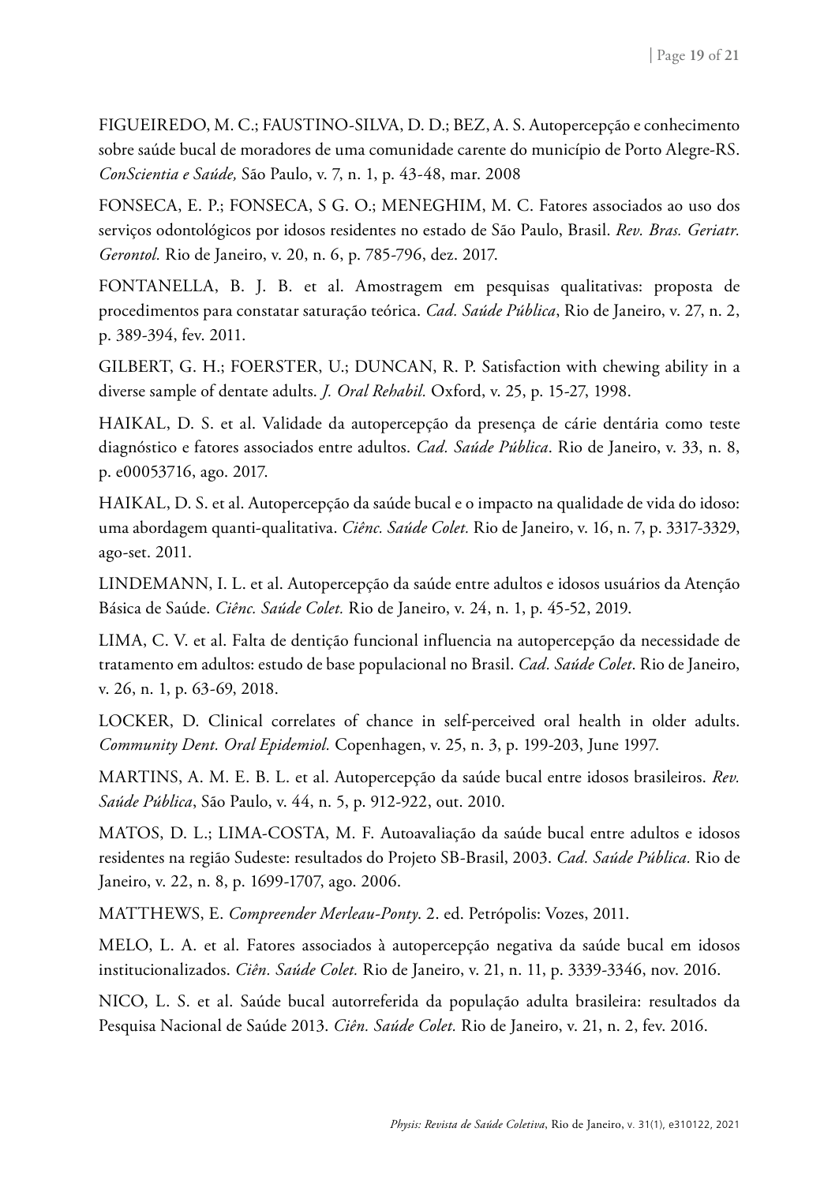FIGUEIREDO, M. C.; FAUSTINO-SILVA, D. D.; BEZ, A. S. Autopercepção e conhecimento sobre saúde bucal de moradores de uma comunidade carente do município de Porto Alegre-RS. *ConScientia e Saúde,* São Paulo, v. 7, n. 1, p. 43-48, mar. 2008

FONSECA, E. P.; FONSECA, S G. O.; MENEGHIM, M. C. Fatores associados ao uso dos serviços odontológicos por idosos residentes no estado de São Paulo, Brasil. *Rev. Bras. Geriatr. Gerontol.* Rio de Janeiro, v. 20, n. 6, p. 785-796, dez. 2017.

FONTANELLA, B. J. B. et al. Amostragem em pesquisas qualitativas: proposta de procedimentos para constatar saturação teórica. *Cad. Saúde Pública*, Rio de Janeiro, v. 27, n. 2, p. 389-394, fev. 2011.

GILBERT, G. H.; FOERSTER, U.; DUNCAN, R. P. Satisfaction with chewing ability in a diverse sample of dentate adults. *J. Oral Rehabil.* Oxford, v. 25, p. 15-27, 1998.

HAIKAL, D. S. et al. Validade da autopercepção da presença de cárie dentária como teste diagnóstico e fatores associados entre adultos. *Cad. Saúde Pública*. Rio de Janeiro, v. 33, n. 8, p. e00053716, ago. 2017.

HAIKAL, D. S. et al. Autopercepção da saúde bucal e o impacto na qualidade de vida do idoso: uma abordagem quanti-qualitativa. *Ciênc. Saúde Colet.* Rio de Janeiro, v. 16, n. 7, p. 3317-3329, ago-set. 2011.

LINDEMANN, I. L. et al. Autopercepção da saúde entre adultos e idosos usuários da Atenção Básica de Saúde. *Ciênc. Saúde Colet.* Rio de Janeiro, v. 24, n. 1, p. 45-52, 2019.

LIMA, C. V. et al. Falta de dentição funcional influencia na autopercepção da necessidade de tratamento em adultos: estudo de base populacional no Brasil. *Cad. Saúde Colet*. Rio de Janeiro, v. 26, n. 1, p. 63-69, 2018.

LOCKER, D. Clinical correlates of chance in self-perceived oral health in older adults. *Community Dent. Oral Epidemiol.* Copenhagen, v. 25, n. 3, p. 199-203, June 1997.

MARTINS, A. M. E. B. L. et al. Autopercepção da saúde bucal entre idosos brasileiros. *Rev. Saúde Pública*, São Paulo, v. 44, n. 5, p. 912-922, out. 2010.

MATOS, D. L.; LIMA-COSTA, M. F. Autoavaliação da saúde bucal entre adultos e idosos residentes na região Sudeste: resultados do Projeto SB-Brasil, 2003. *Cad. Saúde Pública.* Rio de Janeiro, v. 22, n. 8, p. 1699-1707, ago. 2006.

MATTHEWS, E. *Compreender Merleau-Ponty*. 2. ed. Petrópolis: Vozes, 2011.

MELO, L. A. et al. Fatores associados à autopercepção negativa da saúde bucal em idosos institucionalizados. *Ciên. Saúde Colet.* Rio de Janeiro, v. 21, n. 11, p. 3339-3346, nov. 2016.

NICO, L. S. et al. Saúde bucal autorreferida da população adulta brasileira: resultados da Pesquisa Nacional de Saúde 2013. *Ciên. Saúde Colet.* Rio de Janeiro, v. 21, n. 2, fev. 2016.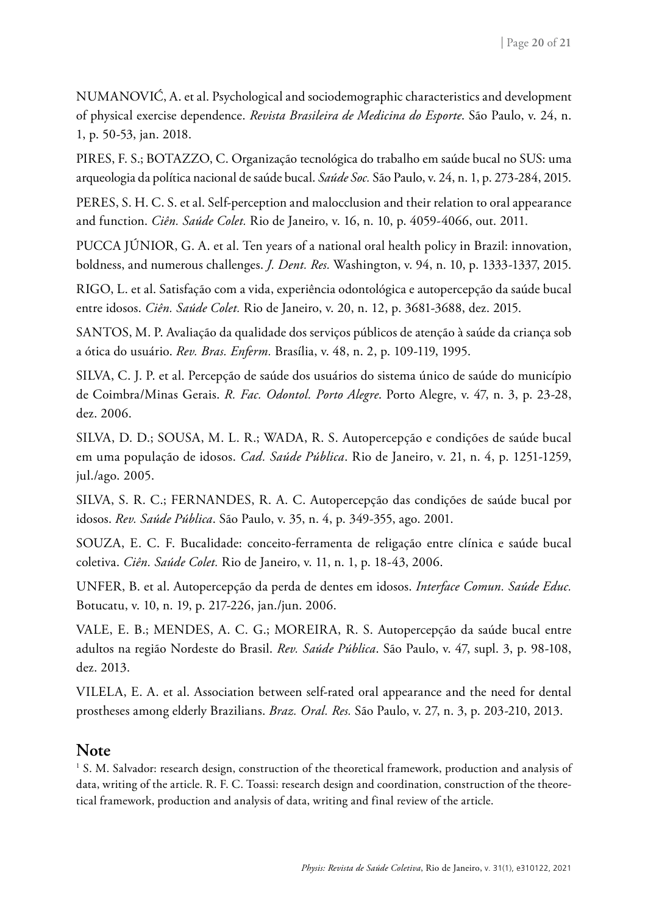NUMANOVIĆ, A. et al. Psychological and sociodemographic characteristics and development of physical exercise dependence. *Revista Brasileira de Medicina do Esporte*. São Paulo, v. 24, n. 1, p. 50-53, jan. 2018.

PIRES, F. S.; BOTAZZO, C. Organização tecnológica do trabalho em saúde bucal no SUS: uma arqueologia da política nacional de saúde bucal. *Saúde Soc.* São Paulo, v. 24, n. 1, p. 273-284, 2015.

PERES, S. H. C. S. et al. Self-perception and malocclusion and their relation to oral appearance and function. *Ciên. Saúde Colet.* Rio de Janeiro, v. 16, n. 10, p. 4059-4066, out. 2011.

PUCCA JÚNIOR, G. A. et al. Ten years of a national oral health policy in Brazil: innovation, boldness, and numerous challenges. *J. Dent. Res.* Washington, v. 94, n. 10, p. 1333-1337, 2015.

RIGO, L. et al. Satisfação com a vida, experiência odontológica e autopercepção da saúde bucal entre idosos. *Ciên. Saúde Colet.* Rio de Janeiro, v. 20, n. 12, p. 3681-3688, dez. 2015.

SANTOS, M. P. Avaliação da qualidade dos serviços públicos de atenção à saúde da criança sob a ótica do usuário. *Rev. Bras. Enferm.* Brasília, v. 48, n. 2, p. 109-119, 1995.

SILVA, C. J. P. et al. Percepção de saúde dos usuários do sistema único de saúde do município de Coimbra/Minas Gerais. *R. Fac. Odontol. Porto Alegre*. Porto Alegre, v. 47, n. 3, p. 23-28, dez. 2006.

SILVA, D. D.; SOUSA, M. L. R.; WADA, R. S. Autopercepção e condições de saúde bucal em uma população de idosos. *Cad. Saúde Pública*. Rio de Janeiro, v. 21, n. 4, p. 1251-1259, jul./ago. 2005.

SILVA, S. R. C.; FERNANDES, R. A. C. Autopercepção das condições de saúde bucal por idosos. *Rev. Saúde Pública*. São Paulo, v. 35, n. 4, p. 349-355, ago. 2001.

SOUZA, E. C. F. Bucalidade: conceito-ferramenta de religação entre clínica e saúde bucal coletiva. *Ciên. Saúde Colet.* Rio de Janeiro, v. 11, n. 1, p. 18-43, 2006.

UNFER, B. et al. Autopercepção da perda de dentes em idosos. *Interface Comun. Saúde Educ.* Botucatu, v. 10, n. 19, p. 217-226, jan./jun. 2006.

VALE, E. B.; MENDES, A. C. G.; MOREIRA, R. S. Autopercepção da saúde bucal entre adultos na região Nordeste do Brasil. *Rev. Saúde Pública*. São Paulo, v. 47, supl. 3, p. 98-108, dez. 2013.

VILELA, E. A. et al. Association between self-rated oral appearance and the need for dental prostheses among elderly Brazilians. *Braz. Oral. Res.* São Paulo, v. 27, n. 3, p. 203-210, 2013.

## Note

[1] S. M. Salvador: research design, construction of the theoretical framework, production and analysis of data, writing of the article. R. F. C. Toassi: research design and coordination, construction of the theoretical framework, production and analysis of data, writing and final review of the article.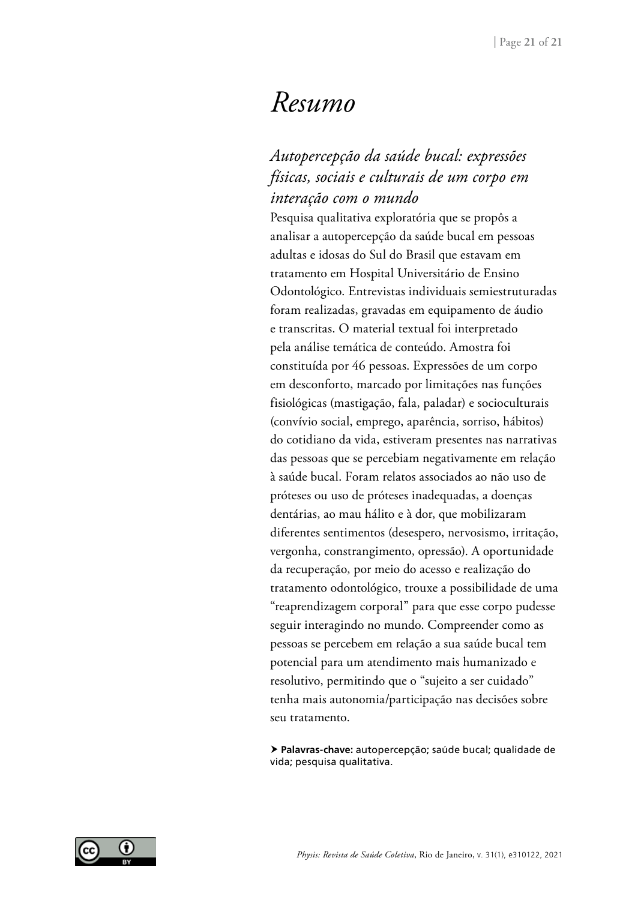# Resumo

### *Autopercepção da saúde bucal: expressões físicas, sociais e culturais de um corpo em interação com o mundo*

Pesquisa qualitativa exploratória que se propôs a analisar a autopercepção da saúde bucal em pessoas adultas e idosas do Sul do Brasil que estavam em tratamento em Hospital Universitário de Ensino Odontológico. Entrevistas individuais semiestruturadas foram realizadas, gravadas em equipamento de áudio e transcritas. O material textual foi interpretado pela análise temática de conteúdo. Amostra foi constituída por 46 pessoas. Expressões de um corpo em desconforto, marcado por limitações nas funções fisiológicas (mastigação, fala, paladar) e socioculturais (convívio social, emprego, aparência, sorriso, hábitos) do cotidiano da vida, estiveram presentes nas narrativas das pessoas que se percebiam negativamente em relação à saúde bucal. Foram relatos associados ao não uso de próteses ou uso de próteses inadequadas, a doenças dentárias, ao mau hálito e à dor, que mobilizaram diferentes sentimentos (desespero, nervosismo, irritação, vergonha, constrangimento, opressão). A oportunidade da recuperação, por meio do acesso e realização do tratamento odontológico, trouxe a possibilidade de uma "reaprendizagem corporal" para que esse corpo pudesse seguir interagindo no mundo. Compreender como as pessoas se percebem em relação a sua saúde bucal tem potencial para um atendimento mais humanizado e resolutivo, permitindo que o "sujeito a ser cuidado" tenha mais autonomia/participação nas decisões sobre seu tratamento.

➤ **Palavras-chave:** autopercepção; saúde bucal; qualidade de vida; pesquisa qualitativa.